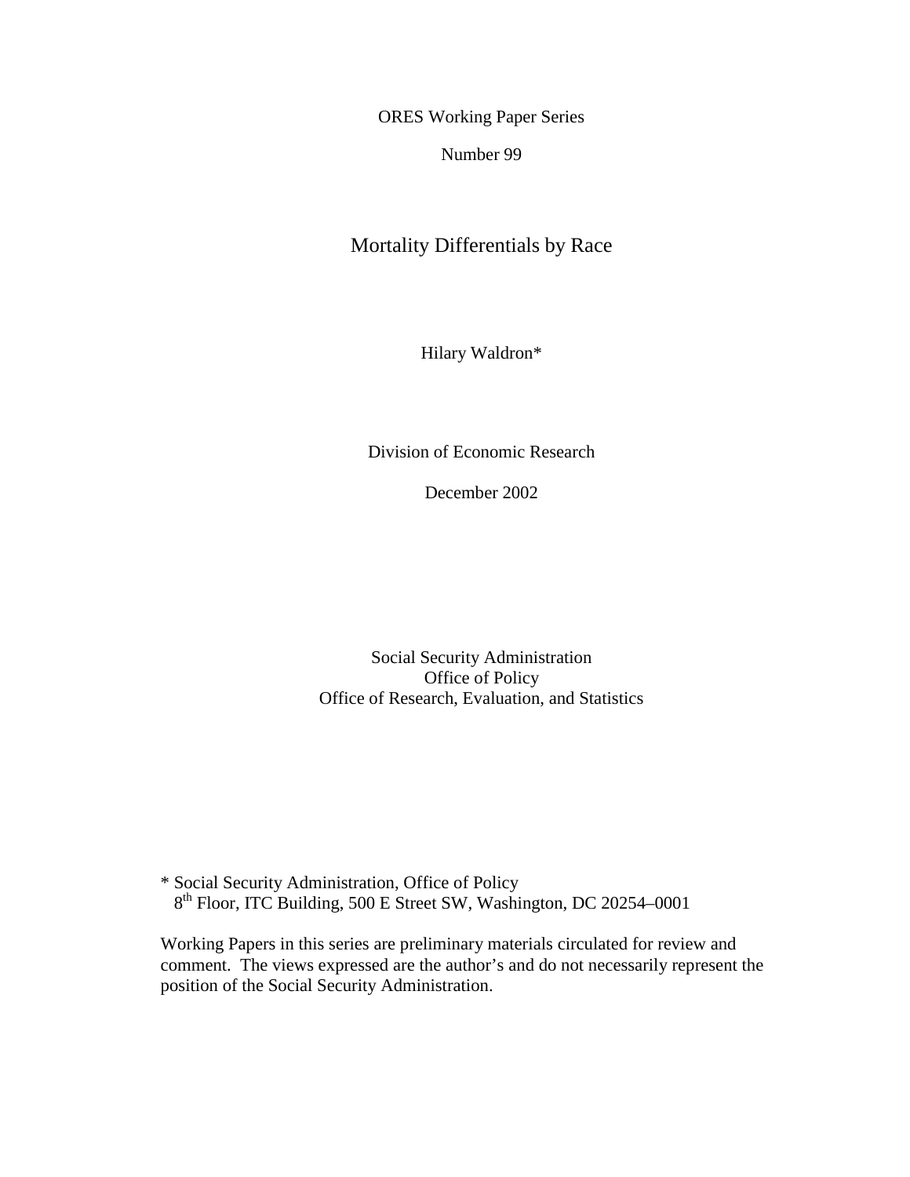ORES Working Paper Series

Number 99

# Mortality Differentials by Race

Hilary Waldron*

Division of Economic Research

December 2002

Social Security Administration
Office of Policy
Office of Research, Evaluation, and Statistics

\* Social Security Administration, Office of Policy
8th Floor, ITC Building, 500 E Street SW, Washington, DC 20254–0001

Working Papers in this series are preliminary materials circulated for review and comment. The views expressed are the author's and do not necessarily represent the position of the Social Security Administration.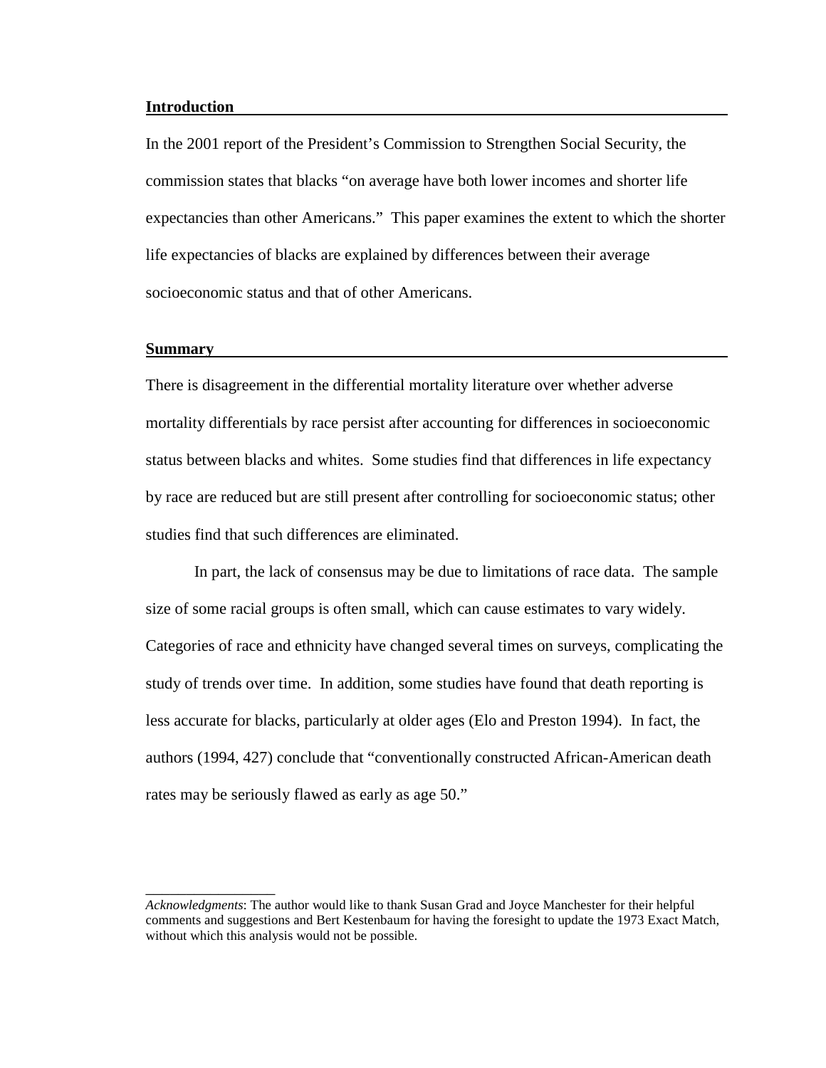## Introduction

In the 2001 report of the President's Commission to Strengthen Social Security, the commission states that blacks "on average have both lower incomes and shorter life expectancies than other Americans." This paper examines the extent to which the shorter life expectancies of blacks are explained by differences between their average socioeconomic status and that of other Americans.

## Summary

There is disagreement in the differential mortality literature over whether adverse mortality differentials by race persist after accounting for differences in socioeconomic status between blacks and whites. Some studies find that differences in life expectancy by race are reduced but are still present after controlling for socioeconomic status; other studies find that such differences are eliminated.

In part, the lack of consensus may be due to limitations of race data. The sample size of some racial groups is often small, which can cause estimates to vary widely. Categories of race and ethnicity have changed several times on surveys, complicating the study of trends over time. In addition, some studies have found that death reporting is less accurate for blacks, particularly at older ages (Elo and Preston 1994). In fact, the authors (1994, 427) conclude that "conventionally constructed African-American death rates may be seriously flawed as early as age 50."

---

*Acknowledgments*: The author would like to thank Susan Grad and Joyce Manchester for their helpful comments and suggestions and Bert Kestenbaum for having the foresight to update the 1973 Exact Match, without which this analysis would not be possible.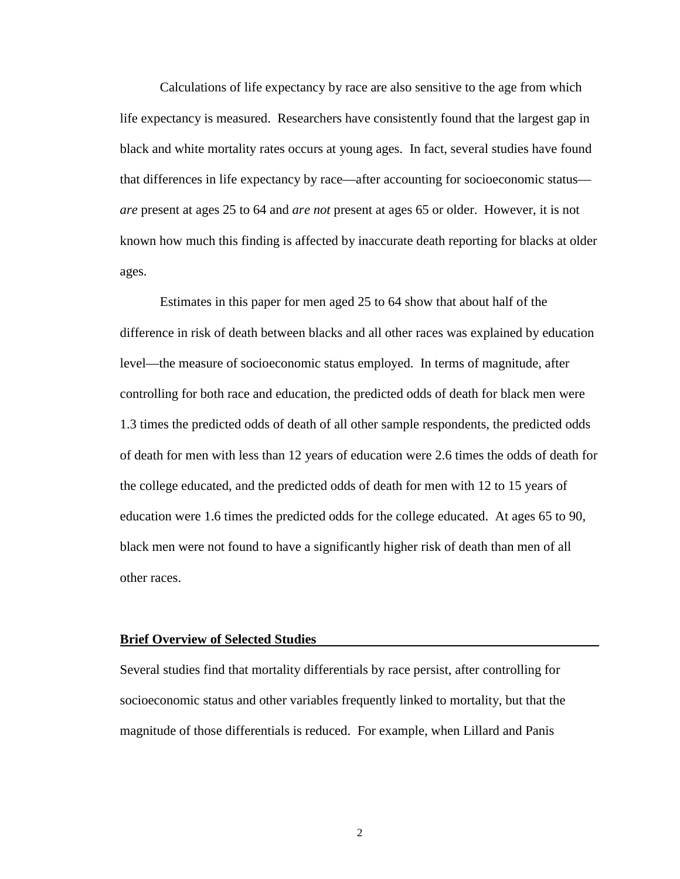Calculations of life expectancy by race are also sensitive to the age from which life expectancy is measured. Researchers have consistently found that the largest gap in black and white mortality rates occurs at young ages. In fact, several studies have found that differences in life expectancy by race—after accounting for socioeconomic status—*are* present at ages 25 to 64 and *are not* present at ages 65 or older. However, it is not known how much this finding is affected by inaccurate death reporting for blacks at older ages.

Estimates in this paper for men aged 25 to 64 show that about half of the difference in risk of death between blacks and all other races was explained by education level—the measure of socioeconomic status employed. In terms of magnitude, after controlling for both race and education, the predicted odds of death for black men were 1.3 times the predicted odds of death of all other sample respondents, the predicted odds of death for men with less than 12 years of education were 2.6 times the odds of death for the college educated, and the predicted odds of death for men with 12 to 15 years of education were 1.6 times the predicted odds for the college educated. At ages 65 to 90, black men were not found to have a significantly higher risk of death than men of all other races.

## Brief Overview of Selected Studies

Several studies find that mortality differentials by race persist, after controlling for socioeconomic status and other variables frequently linked to mortality, but that the magnitude of those differentials is reduced. For example, when Lillard and Panis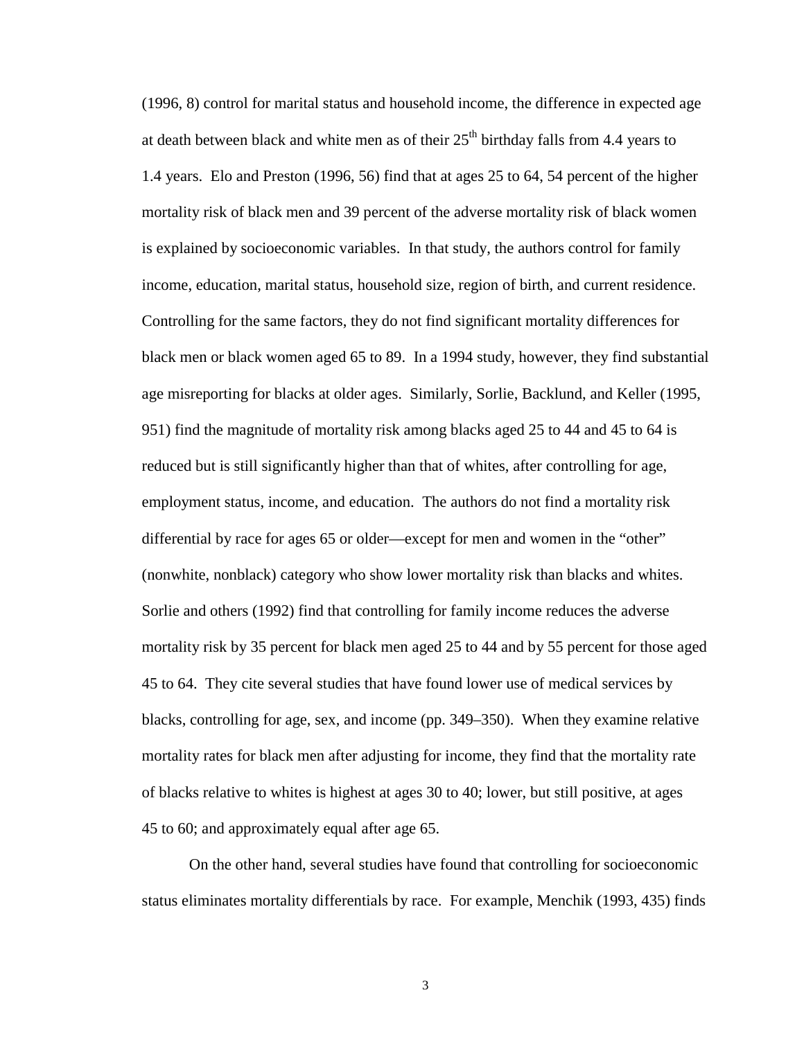(1996, 8) control for marital status and household income, the difference in expected age at death between black and white men as of their 25th birthday falls from 4.4 years to 1.4 years. Elo and Preston (1996, 56) find that at ages 25 to 64, 54 percent of the higher mortality risk of black men and 39 percent of the adverse mortality risk of black women is explained by socioeconomic variables. In that study, the authors control for family income, education, marital status, household size, region of birth, and current residence. Controlling for the same factors, they do not find significant mortality differences for black men or black women aged 65 to 89. In a 1994 study, however, they find substantial age misreporting for blacks at older ages. Similarly, Sorlie, Backlund, and Keller (1995, 951) find the magnitude of mortality risk among blacks aged 25 to 44 and 45 to 64 is reduced but is still significantly higher than that of whites, after controlling for age, employment status, income, and education. The authors do not find a mortality risk differential by race for ages 65 or older—except for men and women in the "other" (nonwhite, nonblack) category who show lower mortality risk than blacks and whites. Sorlie and others (1992) find that controlling for family income reduces the adverse mortality risk by 35 percent for black men aged 25 to 44 and by 55 percent for those aged 45 to 64. They cite several studies that have found lower use of medical services by blacks, controlling for age, sex, and income (pp. 349–350). When they examine relative mortality rates for black men after adjusting for income, they find that the mortality rate of blacks relative to whites is highest at ages 30 to 40; lower, but still positive, at ages 45 to 60; and approximately equal after age 65.

On the other hand, several studies have found that controlling for socioeconomic status eliminates mortality differentials by race. For example, Menchik (1993, 435) finds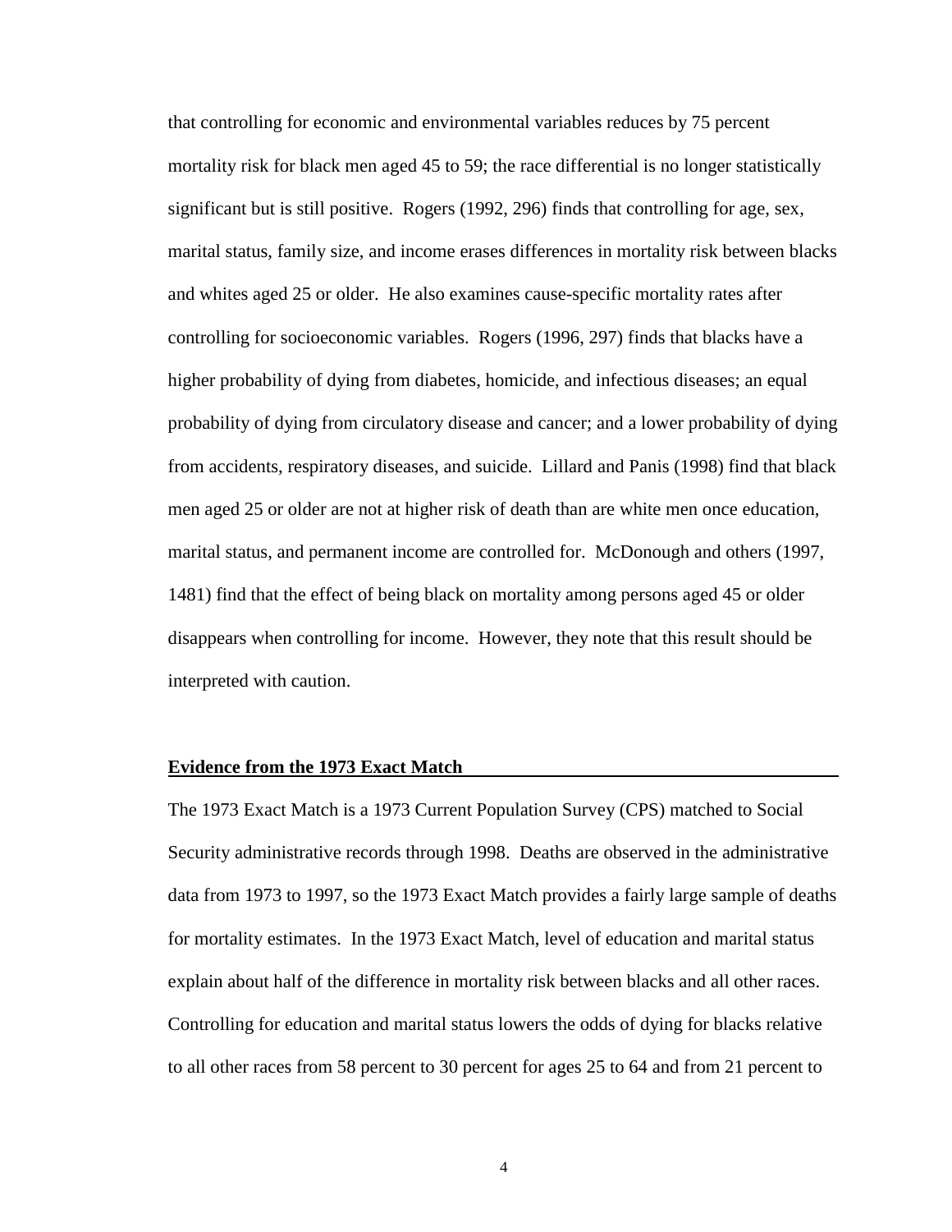that controlling for economic and environmental variables reduces by 75 percent mortality risk for black men aged 45 to 59; the race differential is no longer statistically significant but is still positive. Rogers (1992, 296) finds that controlling for age, sex, marital status, family size, and income erases differences in mortality risk between blacks and whites aged 25 or older. He also examines cause-specific mortality rates after controlling for socioeconomic variables. Rogers (1996, 297) finds that blacks have a higher probability of dying from diabetes, homicide, and infectious diseases; an equal probability of dying from circulatory disease and cancer; and a lower probability of dying from accidents, respiratory diseases, and suicide. Lillard and Panis (1998) find that black men aged 25 or older are not at higher risk of death than are white men once education, marital status, and permanent income are controlled for. McDonough and others (1997, 1481) find that the effect of being black on mortality among persons aged 45 or older disappears when controlling for income. However, they note that this result should be interpreted with caution.

**Evidence from the 1973 Exact Match**

The 1973 Exact Match is a 1973 Current Population Survey (CPS) matched to Social Security administrative records through 1998. Deaths are observed in the administrative data from 1973 to 1997, so the 1973 Exact Match provides a fairly large sample of deaths for mortality estimates. In the 1973 Exact Match, level of education and marital status explain about half of the difference in mortality risk between blacks and all other races. Controlling for education and marital status lowers the odds of dying for blacks relative to all other races from 58 percent to 30 percent for ages 25 to 64 and from 21 percent to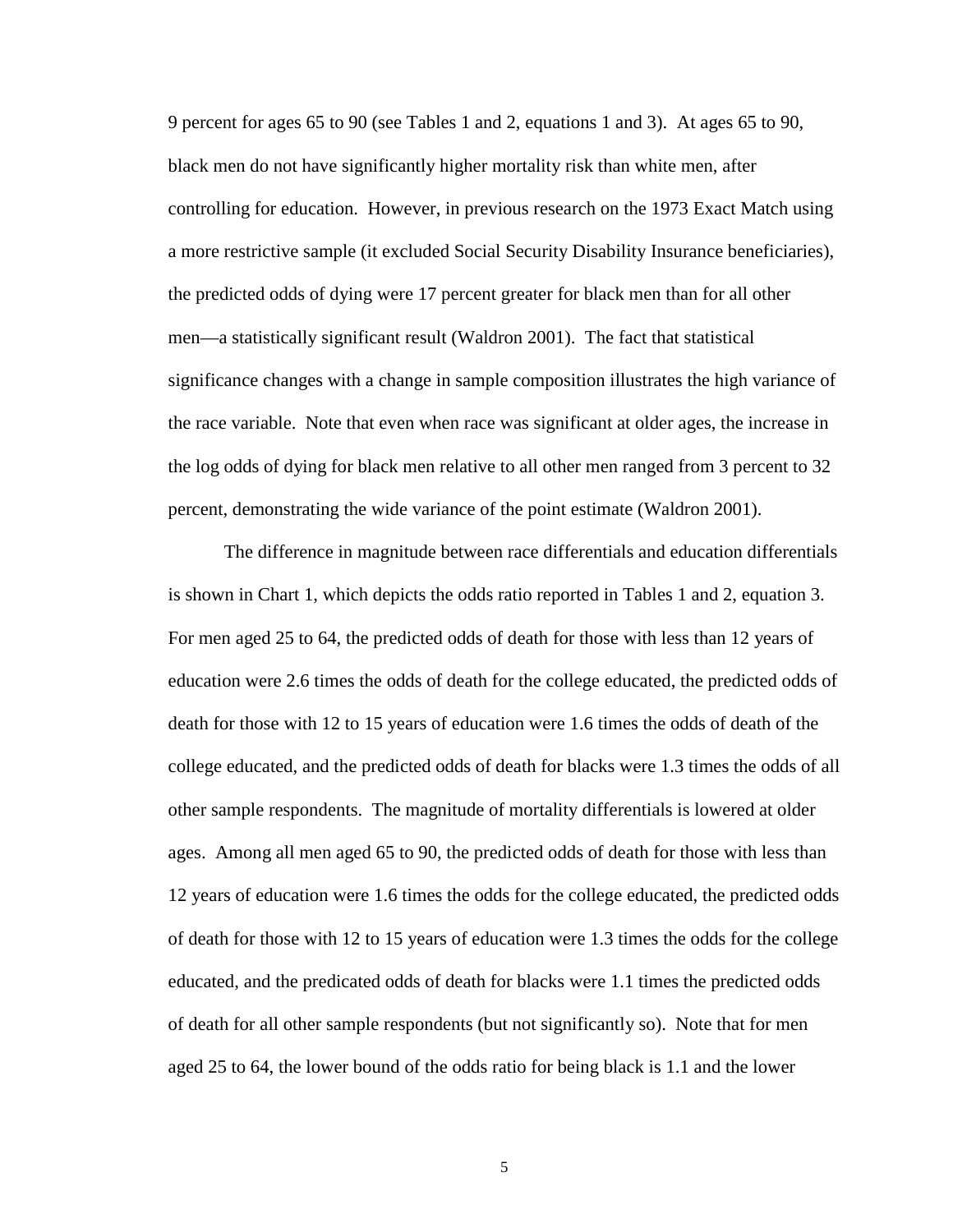9 percent for ages 65 to 90 (see Tables 1 and 2, equations 1 and 3). At ages 65 to 90, black men do not have significantly higher mortality risk than white men, after controlling for education. However, in previous research on the 1973 Exact Match using a more restrictive sample (it excluded Social Security Disability Insurance beneficiaries), the predicted odds of dying were 17 percent greater for black men than for all other men—a statistically significant result (Waldron 2001). The fact that statistical significance changes with a change in sample composition illustrates the high variance of the race variable. Note that even when race was significant at older ages, the increase in the log odds of dying for black men relative to all other men ranged from 3 percent to 32 percent, demonstrating the wide variance of the point estimate (Waldron 2001).

The difference in magnitude between race differentials and education differentials is shown in Chart 1, which depicts the odds ratio reported in Tables 1 and 2, equation 3. For men aged 25 to 64, the predicted odds of death for those with less than 12 years of education were 2.6 times the odds of death for the college educated, the predicted odds of death for those with 12 to 15 years of education were 1.6 times the odds of death of the college educated, and the predicted odds of death for blacks were 1.3 times the odds of all other sample respondents. The magnitude of mortality differentials is lowered at older ages. Among all men aged 65 to 90, the predicted odds of death for those with less than 12 years of education were 1.6 times the odds for the college educated, the predicted odds of death for those with 12 to 15 years of education were 1.3 times the odds for the college educated, and the predicated odds of death for blacks were 1.1 times the predicted odds of death for all other sample respondents (but not significantly so). Note that for men aged 25 to 64, the lower bound of the odds ratio for being black is 1.1 and the lower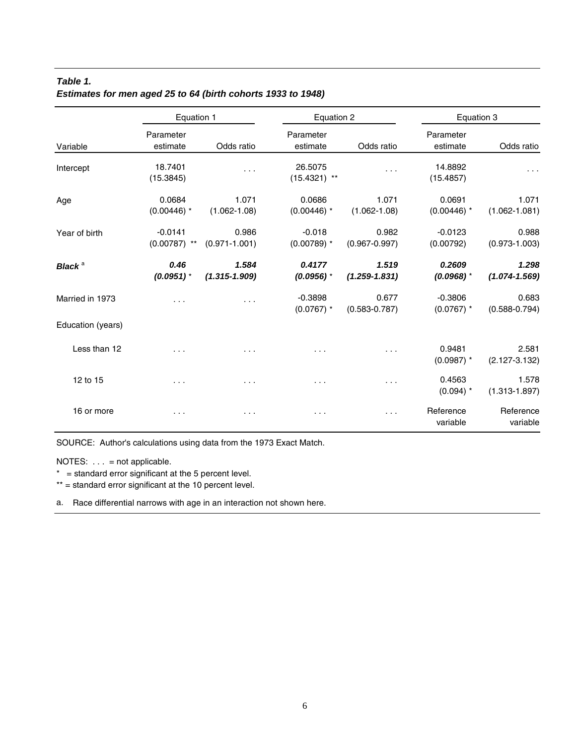***Table 1.***
***Estimates for men aged 25 to 64 (birth cohorts 1933 to 1948)***

| Variable | Equation 1 | | Equation 2 | | Equation 3 | |
|---|---|---|---|---|---|---|
| | Parameter estimate | Odds ratio | Parameter estimate | Odds ratio | Parameter estimate | Odds ratio |
| Intercept | 18.7401 (15.3845) | . . . | 26.5075 (15.4321) ** | . . . | 14.8892 (15.4857) | . . . |
| Age | 0.0684 (0.00446) * | 1.071 (1.062-1.08) | 0.0686 (0.00446) * | 1.071 (1.062-1.08) | 0.0691 (0.00446) * | 1.071 (1.062-1.081) |
| Year of birth | -0.0141 (0.00787) ** | 0.986 (0.971-1.001) | -0.018 (0.00789) * | 0.982 (0.967-0.997) | -0.0123 (0.00792) | 0.988 (0.973-1.003) |
| ***Black*** [a] | ***0.46 (0.0951)*** * | ***1.584 (1.315-1.909)*** | ***0.4177 (0.0956)*** * | ***1.519 (1.259-1.831)*** | ***0.2609 (0.0968)*** * | ***1.298 (1.074-1.569)*** |
| Married in 1973 | . . . | . . . | -0.3898 (0.0767) * | 0.677 (0.583-0.787) | -0.3806 (0.0767) * | 0.683 (0.588-0.794) |
| Education (years) | | | | | | |
| Less than 12 | . . . | . . . | . . . | . . . | 0.9481 (0.0987) * | 2.581 (2.127-3.132) |
| 12 to 15 | . . . | . . . | . . . | . . . | 0.4563 (0.094) * | 1.578 (1.313-1.897) |
| 16 or more | . . . | . . . | . . . | . . . | Reference variable | Reference variable |

SOURCE: Author's calculations using data from the 1973 Exact Match.

NOTES: . . . = not applicable.

* = standard error significant at the 5 percent level.

** = standard error significant at the 10 percent level.

a. Race differential narrows with age in an interaction not shown here.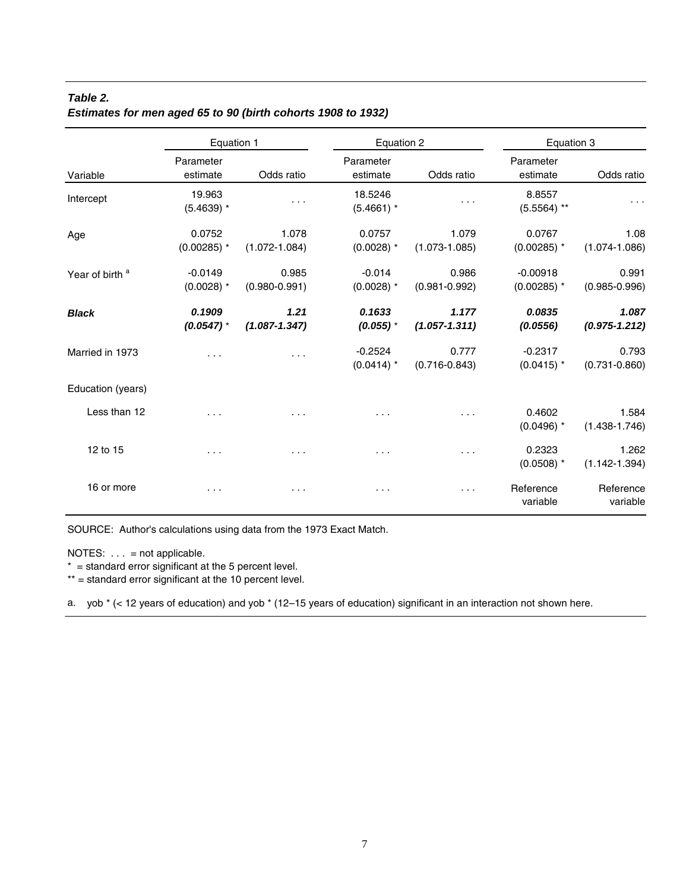***Table 2.***
***Estimates for men aged 65 to 90 (birth cohorts 1908 to 1932)***

| Variable | Equation 1 | | Equation 2 | | Equation 3 | |
|---|---|---|---|---|---|---|
| | Parameter estimate | Odds ratio | Parameter estimate | Odds ratio | Parameter estimate | Odds ratio |
| Intercept | 19.963 (5.4639) * | . . . | 18.5246 (5.4661) * | . . . | 8.8557 (5.5564) ** | . . . |
| Age | 0.0752 (0.00285) * | 1.078 (1.072-1.084) | 0.0757 (0.0028) * | 1.079 (1.073-1.085) | 0.0767 (0.00285) * | 1.08 (1.074-1.086) |
| Year of birth [a] | -0.0149 (0.0028) * | 0.985 (0.980-0.991) | -0.014 (0.0028) * | 0.986 (0.981-0.992) | -0.00918 (0.00285) * | 0.991 (0.985-0.996) |
| ***Black*** | ***0.1909 (0.0547)*** * | ***1.21 (1.087-1.347)*** | ***0.1633 (0.055)*** * | ***1.177 (1.057-1.311)*** | ***0.0835 (0.0556)*** | ***1.087 (0.975-1.212)*** |
| Married in 1973 | . . . | . . . | -0.2524 (0.0414) * | 0.777 (0.716-0.843) | -0.2317 (0.0415) * | 0.793 (0.731-0.860) |
| Education (years) | | | | | | |
| Less than 12 | . . . | . . . | . . . | . . . | 0.4602 (0.0496) * | 1.584 (1.438-1.746) |
| 12 to 15 | . . . | . . . | . . . | . . . | 0.2323 (0.0508) * | 1.262 (1.142-1.394) |
| 16 or more | . . . | . . . | . . . | . . . | Reference variable | Reference variable |

SOURCE: Author's calculations using data from the 1973 Exact Match.

NOTES: . . . = not applicable.

\* = standard error significant at the 5 percent level.

** = standard error significant at the 10 percent level.

a. yob * (< 12 years of education) and yob * (12–15 years of education) significant in an interaction not shown here.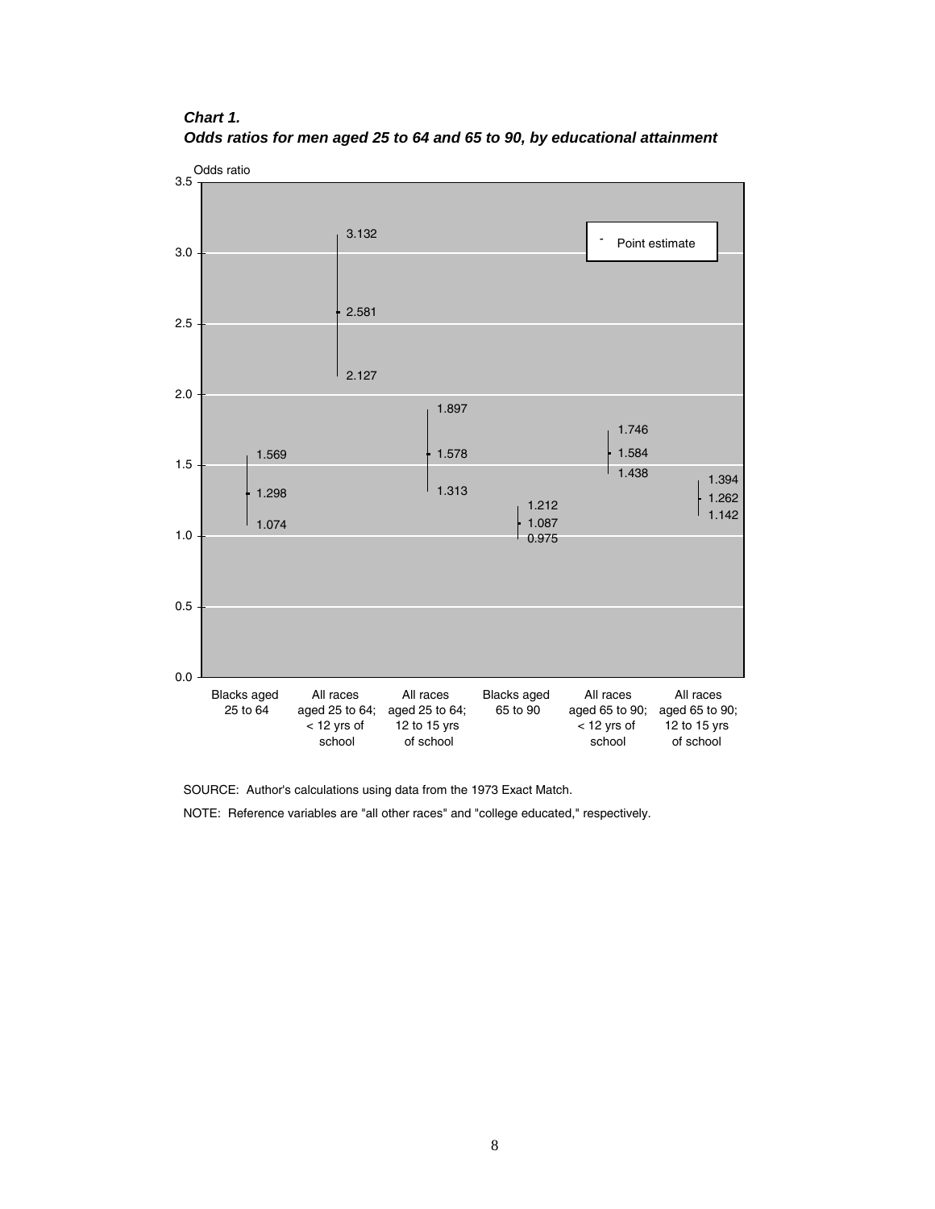***Chart 1.***
***Odds ratios for men aged 25 to 64 and 65 to 90, by educational attainment***

| | Blacks aged 25 to 64 | All races aged 25 to 64; < 12 yrs of school | All races aged 25 to 64; 12 to 15 yrs of school | Blacks aged 65 to 90 | All races aged 65 to 90; < 12 yrs of school | All races aged 65 to 90; 12 to 15 yrs of school |
|---|---|---|---|---|---|---|
| Upper | 1.569 | 3.132 | 1.897 | 1.212 | 1.746 | 1.394 |
| Point estimate | 1.298 | 2.581 | 1.578 | 1.087 | 1.584 | 1.262 |
| Lower | 1.074 | 2.127 | 1.313 | 0.975 | 1.438 | 1.142 |

SOURCE: Author's calculations using data from the 1973 Exact Match.

NOTE: Reference variables are "all other races" and "college educated," respectively.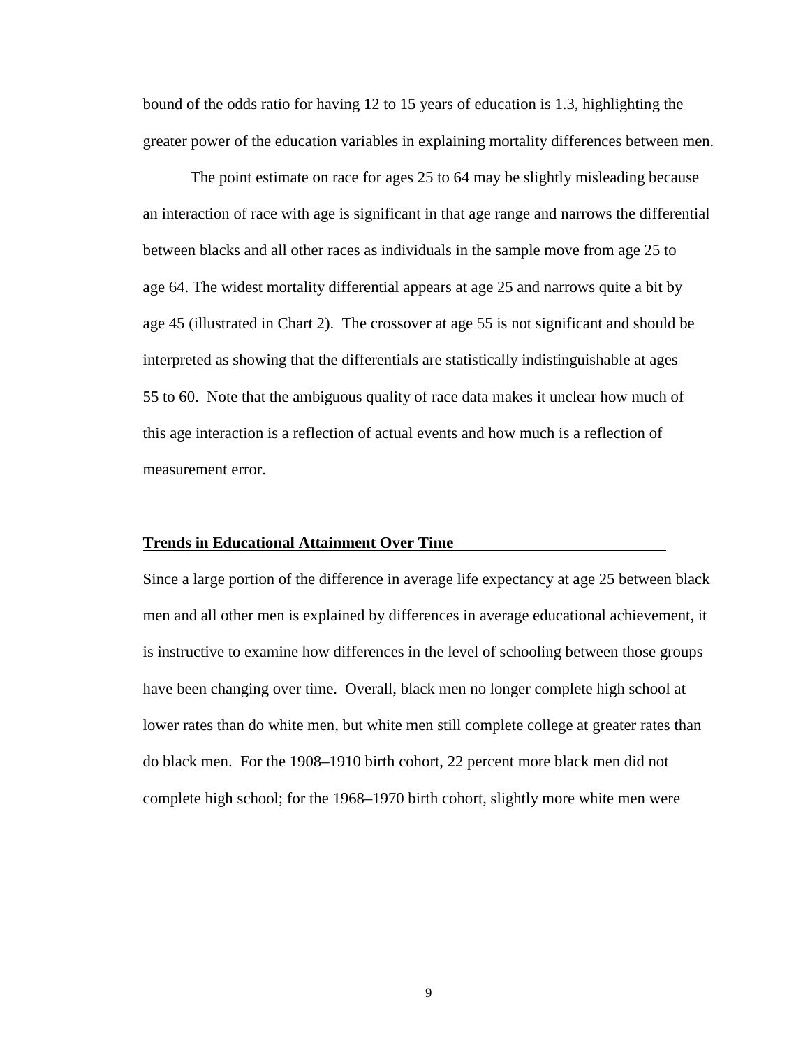bound of the odds ratio for having 12 to 15 years of education is 1.3, highlighting the greater power of the education variables in explaining mortality differences between men.

The point estimate on race for ages 25 to 64 may be slightly misleading because an interaction of race with age is significant in that age range and narrows the differential between blacks and all other races as individuals in the sample move from age 25 to age 64. The widest mortality differential appears at age 25 and narrows quite a bit by age 45 (illustrated in Chart 2). The crossover at age 55 is not significant and should be interpreted as showing that the differentials are statistically indistinguishable at ages 55 to 60. Note that the ambiguous quality of race data makes it unclear how much of this age interaction is a reflection of actual events and how much is a reflection of measurement error.

## Trends in Educational Attainment Over Time

Since a large portion of the difference in average life expectancy at age 25 between black men and all other men is explained by differences in average educational achievement, it is instructive to examine how differences in the level of schooling between those groups have been changing over time. Overall, black men no longer complete high school at lower rates than do white men, but white men still complete college at greater rates than do black men. For the 1908–1910 birth cohort, 22 percent more black men did not complete high school; for the 1968–1970 birth cohort, slightly more white men were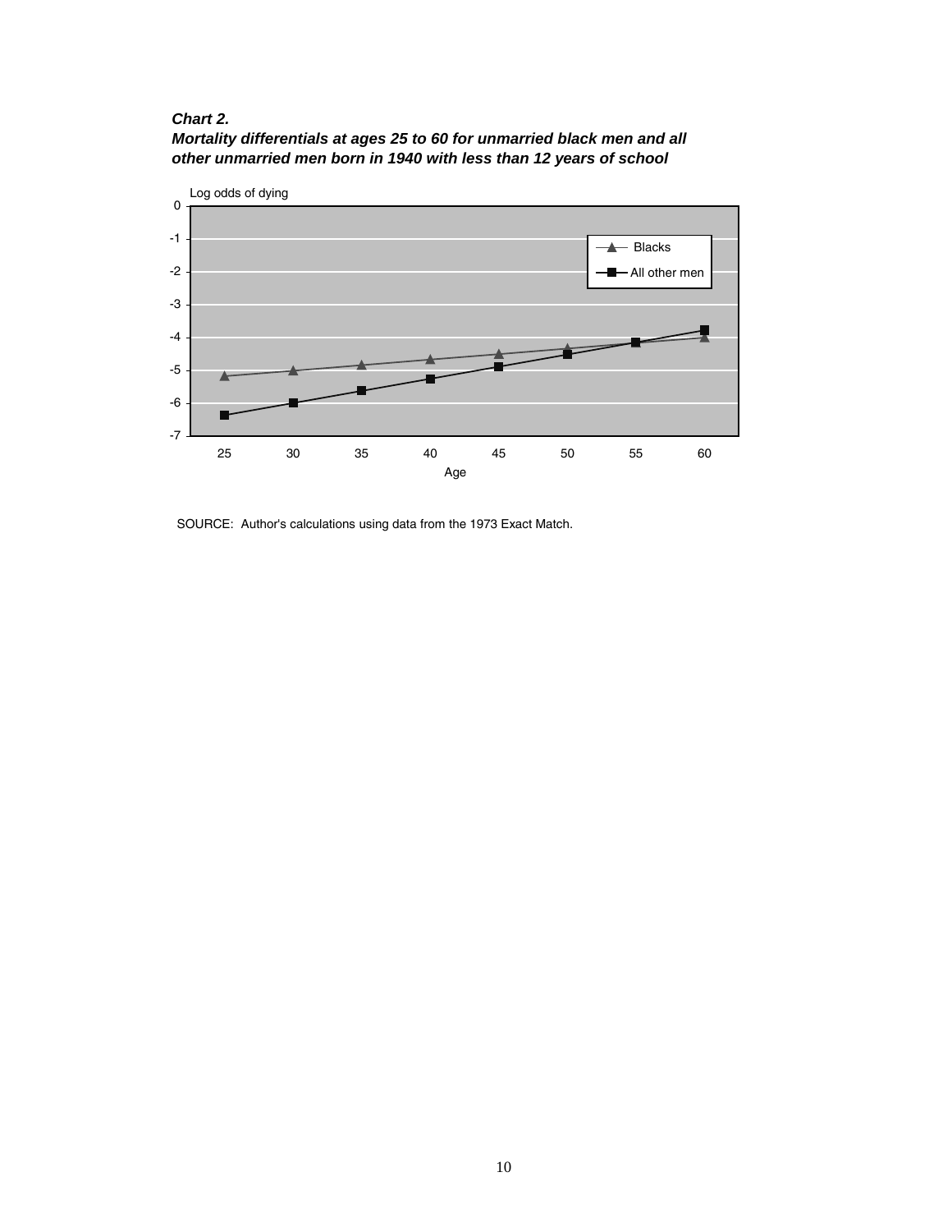***Chart 2.***
***Mortality differentials at ages 25 to 60 for unmarried black men and all other unmarried men born in 1940 with less than 12 years of school***

SOURCE: Author's calculations using data from the 1973 Exact Match.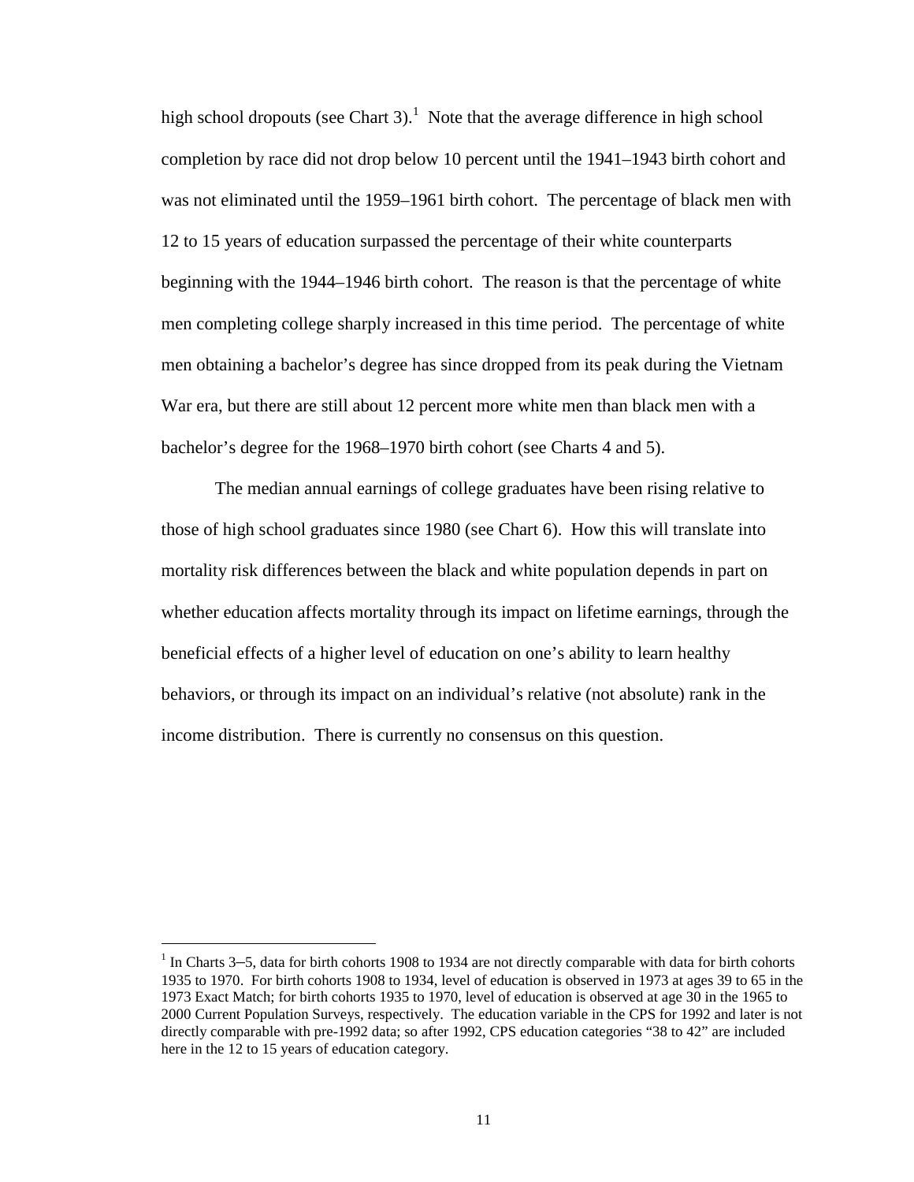high school dropouts (see Chart 3).[1] Note that the average difference in high school completion by race did not drop below 10 percent until the 1941–1943 birth cohort and was not eliminated until the 1959–1961 birth cohort. The percentage of black men with 12 to 15 years of education surpassed the percentage of their white counterparts beginning with the 1944–1946 birth cohort. The reason is that the percentage of white men completing college sharply increased in this time period. The percentage of white men obtaining a bachelor's degree has since dropped from its peak during the Vietnam War era, but there are still about 12 percent more white men than black men with a bachelor's degree for the 1968–1970 birth cohort (see Charts 4 and 5).

The median annual earnings of college graduates have been rising relative to those of high school graduates since 1980 (see Chart 6). How this will translate into mortality risk differences between the black and white population depends in part on whether education affects mortality through its impact on lifetime earnings, through the beneficial effects of a higher level of education on one's ability to learn healthy behaviors, or through its impact on an individual's relative (not absolute) rank in the income distribution. There is currently no consensus on this question.

---

[1] In Charts 3–5, data for birth cohorts 1908 to 1934 are not directly comparable with data for birth cohorts 1935 to 1970. For birth cohorts 1908 to 1934, level of education is observed in 1973 at ages 39 to 65 in the 1973 Exact Match; for birth cohorts 1935 to 1970, level of education is observed at age 30 in the 1965 to 2000 Current Population Surveys, respectively. The education variable in the CPS for 1992 and later is not directly comparable with pre-1992 data; so after 1992, CPS education categories "38 to 42" are included here in the 12 to 15 years of education category.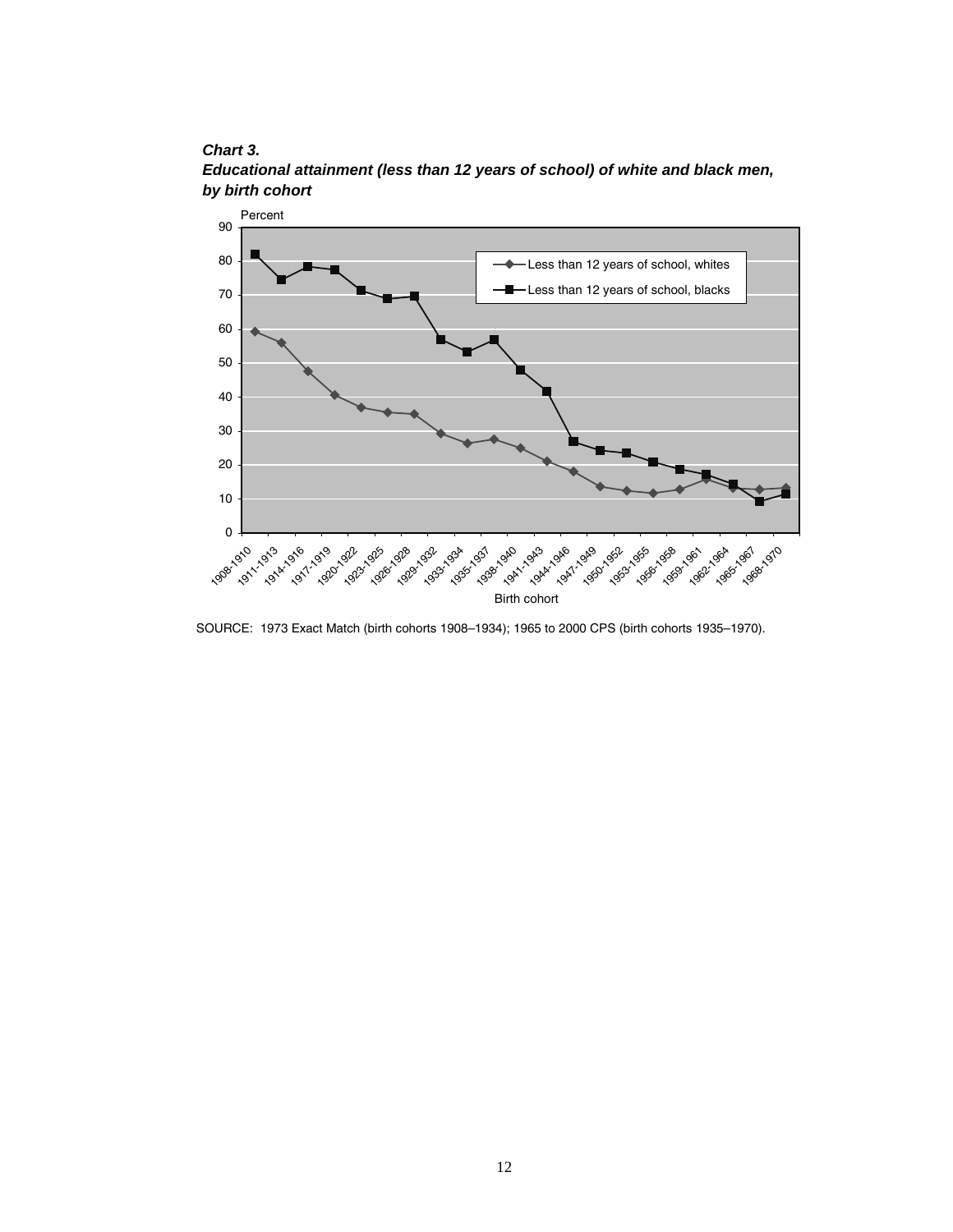***Chart 3.***
***Educational attainment (less than 12 years of school) of white and black men, by birth cohort***

SOURCE: 1973 Exact Match (birth cohorts 1908–1934); 1965 to 2000 CPS (birth cohorts 1935–1970).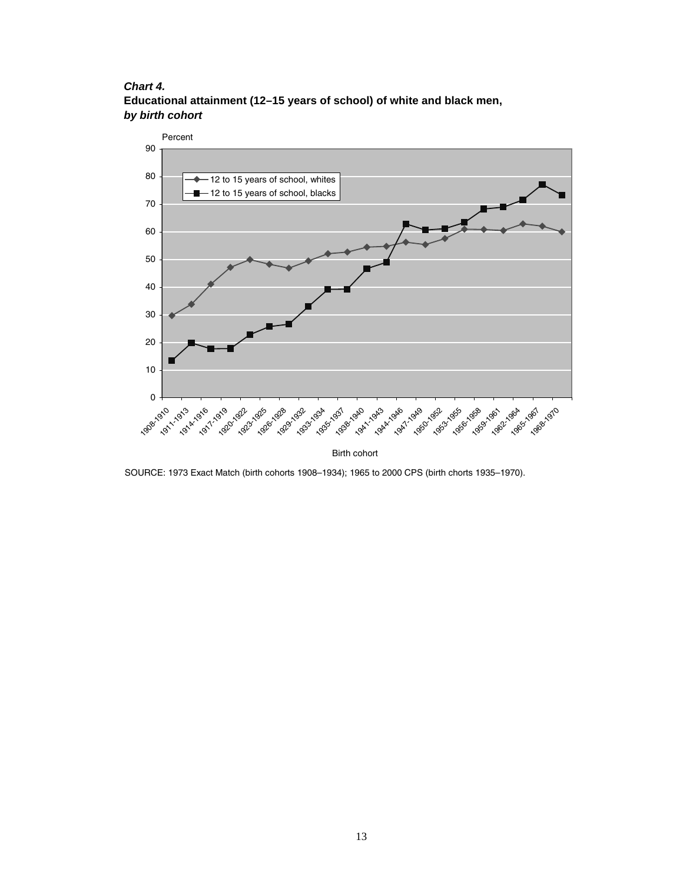***Chart 4.***
**Educational attainment (12–15 years of school) of white and black men,** ***by birth cohort***

SOURCE: 1973 Exact Match (birth cohorts 1908–1934); 1965 to 2000 CPS (birth chorts 1935–1970).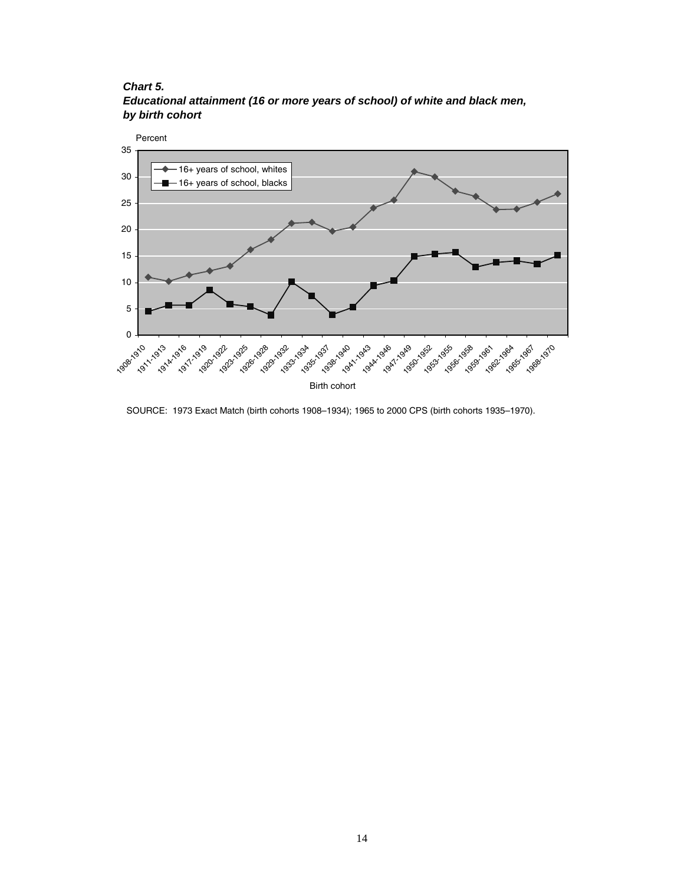***Chart 5.***
***Educational attainment (16 or more years of school) of white and black men, by birth cohort***

SOURCE: 1973 Exact Match (birth cohorts 1908–1934); 1965 to 2000 CPS (birth cohorts 1935–1970).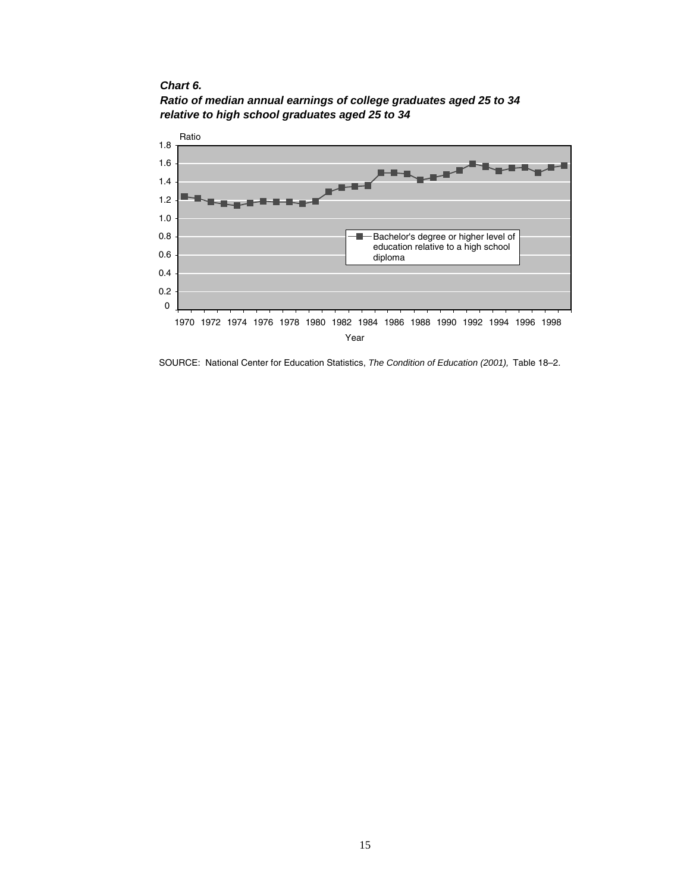***Chart 6.***
***Ratio of median annual earnings of college graduates aged 25 to 34 relative to high school graduates aged 25 to 34***

SOURCE: National Center for Education Statistics, *The Condition of Education (2001),* Table 18–2.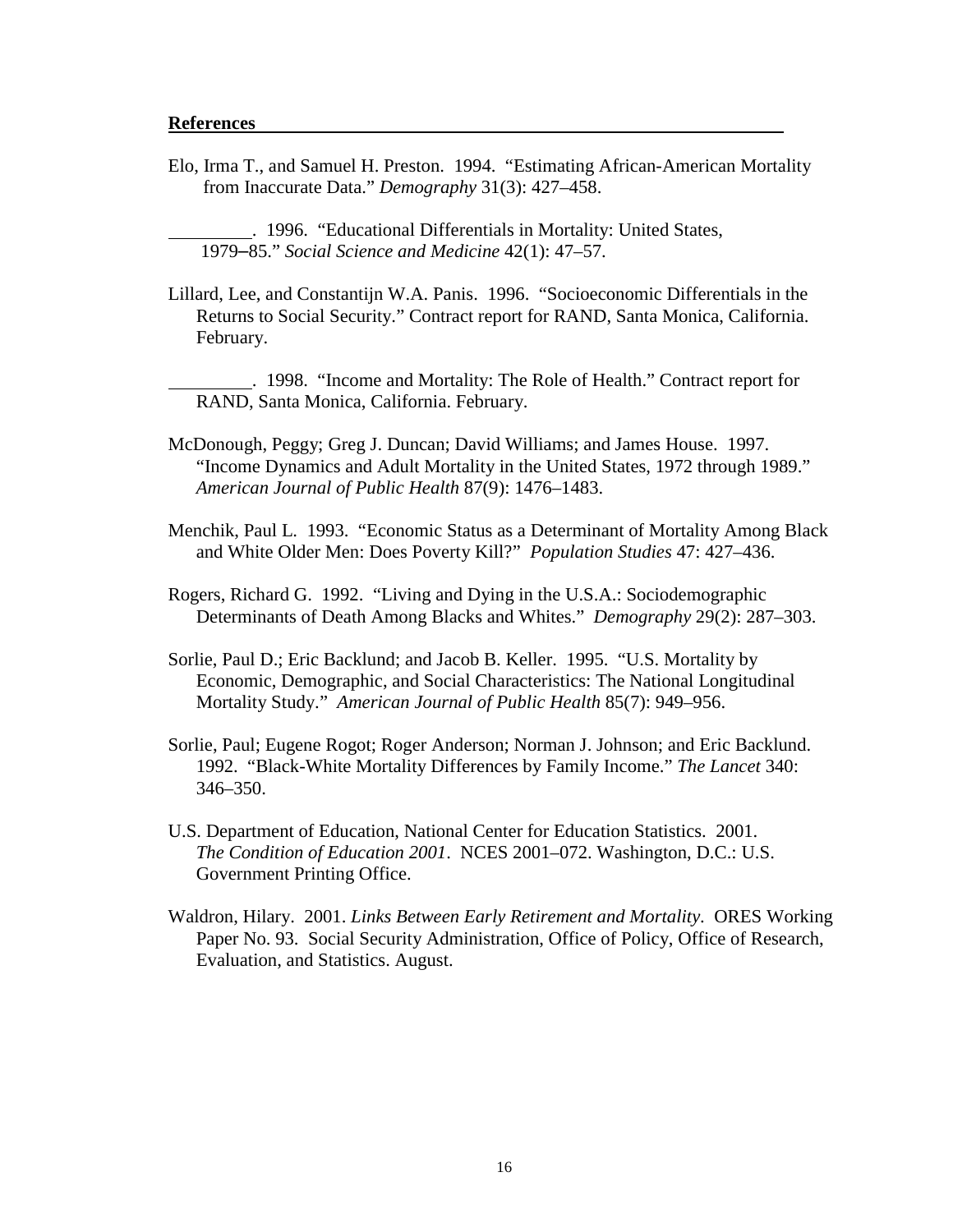**References**

Elo, Irma T., and Samuel H. Preston. 1994. "Estimating African-American Mortality from Inaccurate Data." *Demography* 31(3): 427–458.

\_\_\_\_\_\_\_\_\_. 1996. "Educational Differentials in Mortality: United States, 1979–85." *Social Science and Medicine* 42(1): 47–57.

Lillard, Lee, and Constantijn W.A. Panis. 1996. "Socioeconomic Differentials in the Returns to Social Security." Contract report for RAND, Santa Monica, California. February.

\_\_\_\_\_\_\_\_\_. 1998. "Income and Mortality: The Role of Health." Contract report for RAND, Santa Monica, California. February.

McDonough, Peggy; Greg J. Duncan; David Williams; and James House. 1997. "Income Dynamics and Adult Mortality in the United States, 1972 through 1989." *American Journal of Public Health* 87(9): 1476–1483.

Menchik, Paul L. 1993. "Economic Status as a Determinant of Mortality Among Black and White Older Men: Does Poverty Kill?" *Population Studies* 47: 427–436.

Rogers, Richard G. 1992. "Living and Dying in the U.S.A.: Sociodemographic Determinants of Death Among Blacks and Whites." *Demography* 29(2): 287–303.

Sorlie, Paul D.; Eric Backlund; and Jacob B. Keller. 1995. "U.S. Mortality by Economic, Demographic, and Social Characteristics: The National Longitudinal Mortality Study." *American Journal of Public Health* 85(7): 949–956.

Sorlie, Paul; Eugene Rogot; Roger Anderson; Norman J. Johnson; and Eric Backlund. 1992. "Black-White Mortality Differences by Family Income." *The Lancet* 340: 346–350.

U.S. Department of Education, National Center for Education Statistics. 2001. *The Condition of Education 2001*. NCES 2001–072. Washington, D.C.: U.S. Government Printing Office.

Waldron, Hilary. 2001. *Links Between Early Retirement and Mortality*. ORES Working Paper No. 93. Social Security Administration, Office of Policy, Office of Research, Evaluation, and Statistics. August.